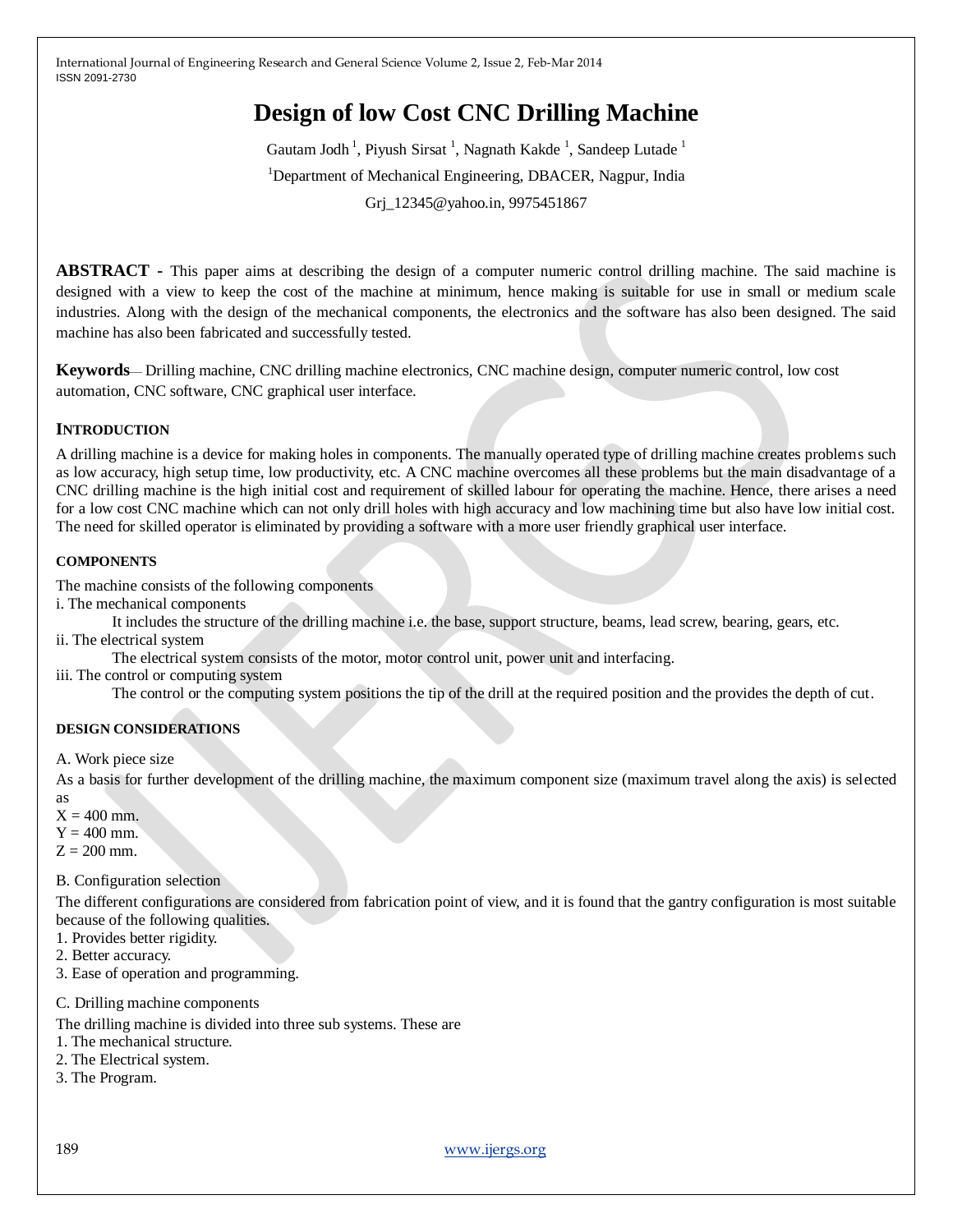# Design of low Cost CNC Drilling Machine

Gautam Jodh [1], Piyush Sirsat [1], Nagnath Kakde [1], Sandeep Lutade [1]

[1]Department of Mechanical Engineering, DBACER, Nagpur, India

Grj_12345@yahoo.in, 9975451867

**ABSTRACT -** This paper aims at describing the design of a computer numeric control drilling machine. The said machine is designed with a view to keep the cost of the machine at minimum, hence making is suitable for use in small or medium scale industries. Along with the design of the mechanical components, the electronics and the software has also been designed. The said machine has also been fabricated and successfully tested.

**Keywords**— Drilling machine, CNC drilling machine electronics, CNC machine design, computer numeric control, low cost automation, CNC software, CNC graphical user interface.

## INTRODUCTION

A drilling machine is a device for making holes in components. The manually operated type of drilling machine creates problems such as low accuracy, high setup time, low productivity, etc. A CNC machine overcomes all these problems but the main disadvantage of a CNC drilling machine is the high initial cost and requirement of skilled labour for operating the machine. Hence, there arises a need for a low cost CNC machine which can not only drill holes with high accuracy and low machining time but also have low initial cost. The need for skilled operator is eliminated by providing a software with a more user friendly graphical user interface.

## COMPONENTS

The machine consists of the following components

i. The mechanical components

It includes the structure of the drilling machine i.e. the base, support structure, beams, lead screw, bearing, gears, etc.

ii. The electrical system

The electrical system consists of the motor, motor control unit, power unit and interfacing.

iii. The control or computing system

The control or the computing system positions the tip of the drill at the required position and the provides the depth of cut.

## DESIGN CONSIDERATIONS

A. Work piece size

As a basis for further development of the drilling machine, the maximum component size (maximum travel along the axis) is selected as

X = 400 mm.
Y = 400 mm.
Z = 200 mm.

B. Configuration selection

The different configurations are considered from fabrication point of view, and it is found that the gantry configuration is most suitable because of the following qualities.

1. Provides better rigidity.
2. Better accuracy.
3. Ease of operation and programming.

C. Drilling machine components

The drilling machine is divided into three sub systems. These are

1. The mechanical structure.
2. The Electrical system.
3. The Program.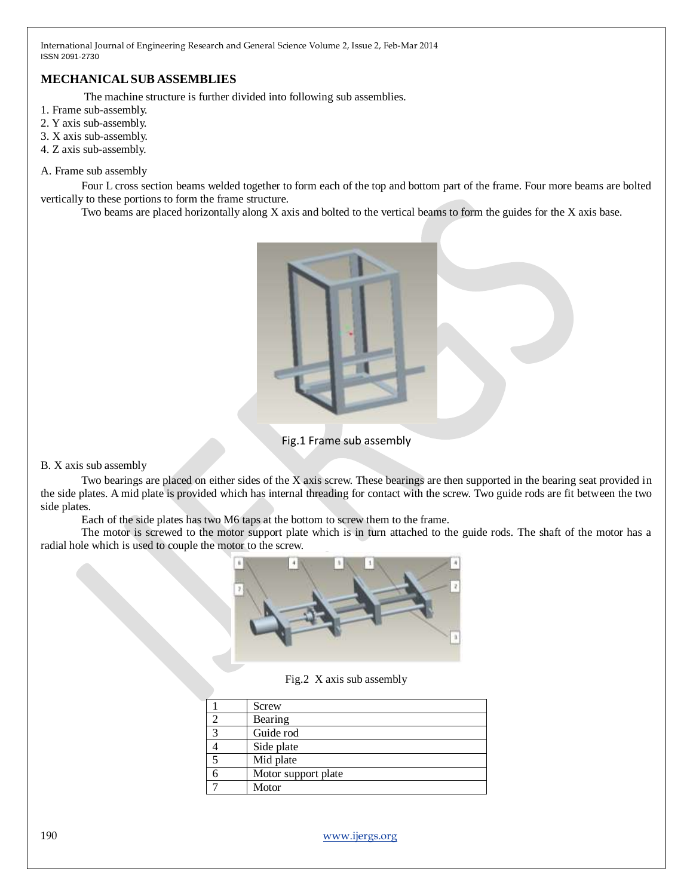## MECHANICAL SUB ASSEMBLIES

The machine structure is further divided into following sub assemblies.

1. Frame sub-assembly.
2. Y axis sub-assembly.
3. X axis sub-assembly.
4. Z axis sub-assembly.

A. Frame sub assembly

Four L cross section beams welded together to form each of the top and bottom part of the frame. Four more beams are bolted vertically to these portions to form the frame structure.

Two beams are placed horizontally along X axis and bolted to the vertical beams to form the guides for the X axis base.

Fig.1 Frame sub assembly

B. X axis sub assembly

Two bearings are placed on either sides of the X axis screw. These bearings are then supported in the bearing seat provided in the side plates. A mid plate is provided which has internal threading for contact with the screw. Two guide rods are fit between the two side plates.

Each of the side plates has two M6 taps at the bottom to screw them to the frame.

The motor is screwed to the motor support plate which is in turn attached to the guide rods. The shaft of the motor has a radial hole which is used to couple the motor to the screw.

Fig.2 X axis sub assembly

| | |
|---|---|
| 1 | Screw |
| 2 | Bearing |
| 3 | Guide rod |
| 4 | Side plate |
| 5 | Mid plate |
| 6 | Motor support plate |
| 7 | Motor |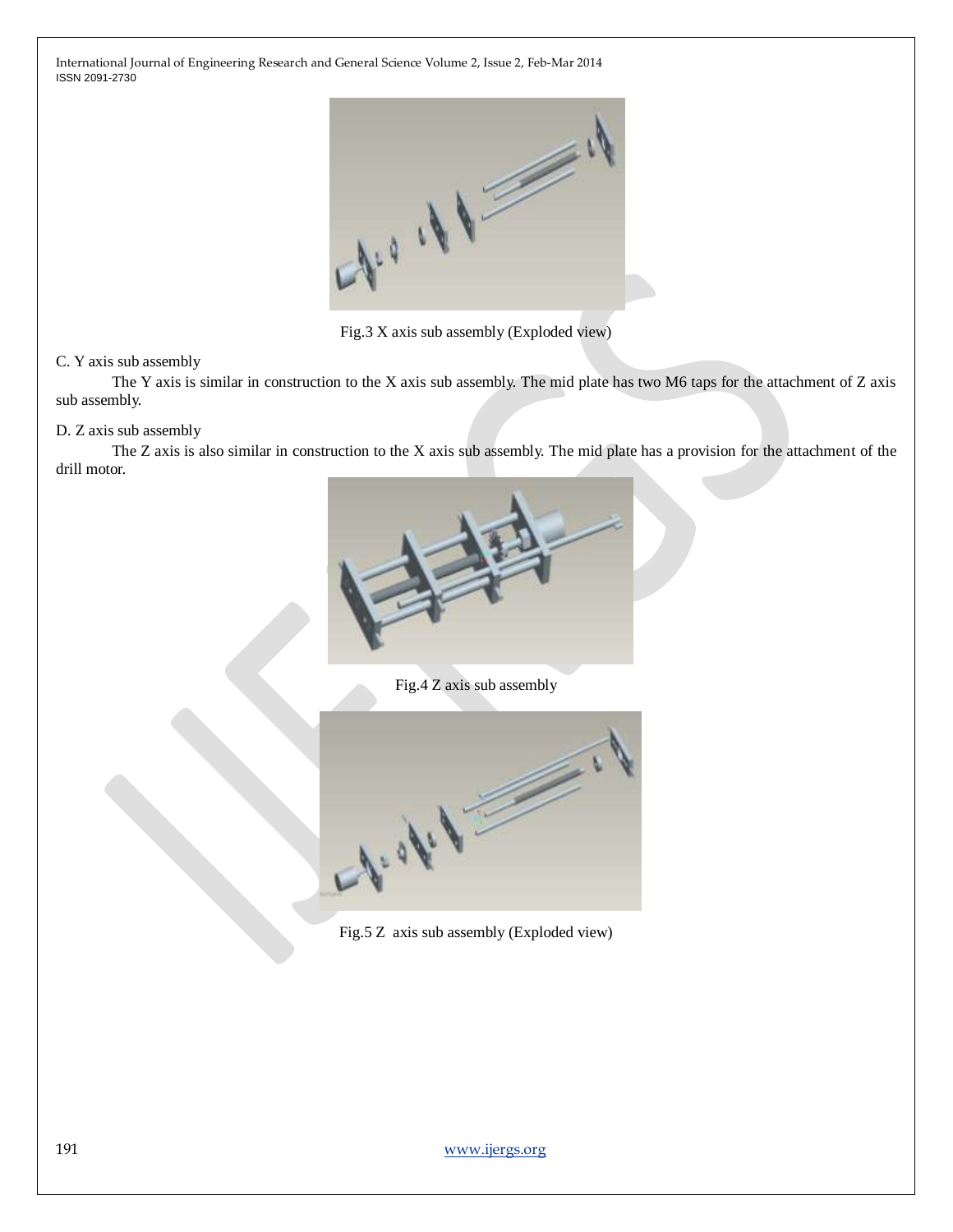Fig.3 X axis sub assembly (Exploded view)

C. Y axis sub assembly

The Y axis is similar in construction to the X axis sub assembly. The mid plate has two M6 taps for the attachment of Z axis sub assembly.

D. Z axis sub assembly

The Z axis is also similar in construction to the X axis sub assembly. The mid plate has a provision for the attachment of the drill motor.

Fig.4 Z axis sub assembly

Fig.5 Z axis sub assembly (Exploded view)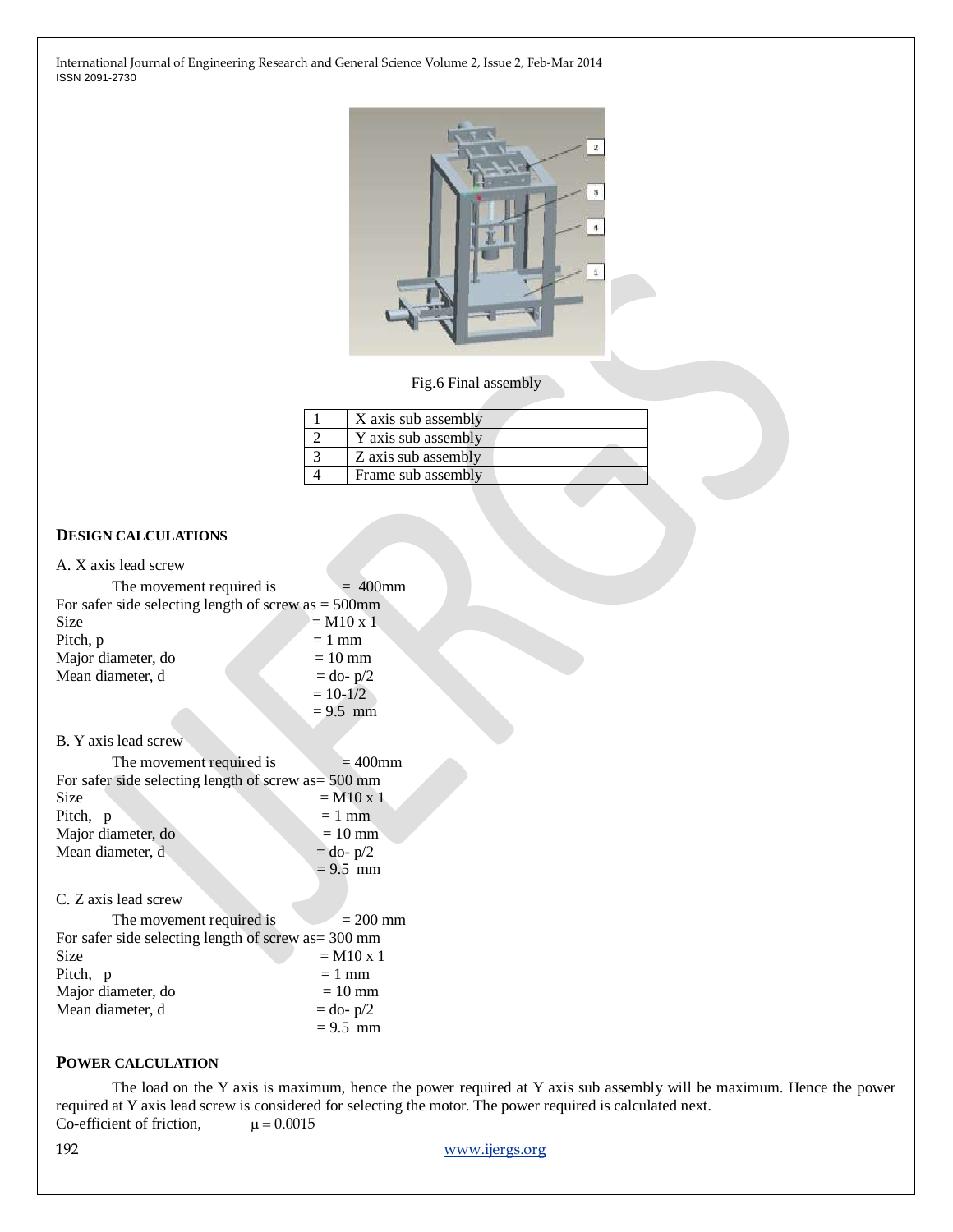Fig.6 Final assembly

| 1 | X axis sub assembly |
|---|---|
| 2 | Y axis sub assembly |
| 3 | Z axis sub assembly |
| 4 | Frame sub assembly |

## DESIGN CALCULATIONS

A. X axis lead screw

The movement required is = 400mm
For safer side selecting length of screw as = 500mm
Size = M10 x 1
Pitch, p = 1 mm
Major diameter, do = 10 mm
Mean diameter, d = do- p/2
= 10-1/2
= 9.5 mm

B. Y axis lead screw

The movement required is = 400mm
For safer side selecting length of screw as= 500 mm
Size = M10 x 1
Pitch, p = 1 mm
Major diameter, do = 10 mm
Mean diameter, d = do- p/2
= 9.5 mm

C. Z axis lead screw

The movement required is = 200 mm
For safer side selecting length of screw as= 300 mm
Size = M10 x 1
Pitch, p = 1 mm
Major diameter, do = 10 mm
Mean diameter, d = do- p/2
= 9.5 mm

## POWER CALCULATION

The load on the Y axis is maximum, hence the power required at Y axis sub assembly will be maximum. Hence the power required at Y axis lead screw is considered for selecting the motor. The power required is calculated next.

Co-efficient of friction, $\mu = 0.0015$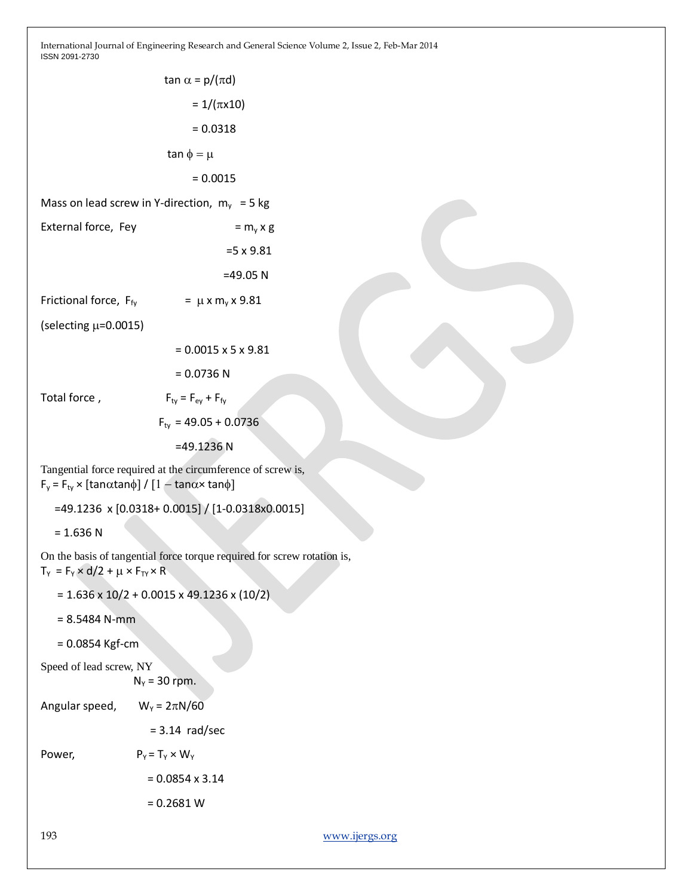$$\tan \alpha = p/(\pi d)$$

$$= 1/(\pi x10)$$

$$= 0.0318$$

$$\tan \phi = \mu$$

$$= 0.0015$$

Mass on lead screw in Y-direction, $m_y$ = 5 kg

External force, Fey $= m_y \times g$

$= 5 \times 9.81$

$= 49.05$ N

Frictional force, $F_{fy}$ $= \mu \times m_y \times 9.81$

(selecting $\mu$=0.0015)

$= 0.0015 \times 5 \times 9.81$

$= 0.0736$ N

Total force , $F_{ty} = F_{ey} + F_{fy}$

$F_{ty} = 49.05 + 0.0736$

$= 49.1236$ N

Tangential force required at the circumference of screw is,

$F_y = F_{ty} \times [\tan\alpha\tan\phi] / [1 - \tan\alpha \times \tan\phi]$

$= 49.1236 \times [0.0318 + 0.0015] / [1 - 0.0318 \times 0.0015]$

$= 1.636$ N

On the basis of tangential force torque required for screw rotation is,

$T_Y = F_Y \times d/2 + \mu \times F_{TY} \times R$

$= 1.636 \times 10/2 + 0.0015 \times 49.1236 \times (10/2)$

$= 8.5484$ N-mm

$= 0.0854$ Kgf-cm

Speed of lead screw, NY

$N_Y = 30$ rpm.

Angular speed, $W_Y = 2\pi N/60$

$= 3.14$ rad/sec

Power, $P_Y = T_Y \times W_Y$

$= 0.0854 \times 3.14$

$= 0.2681$ W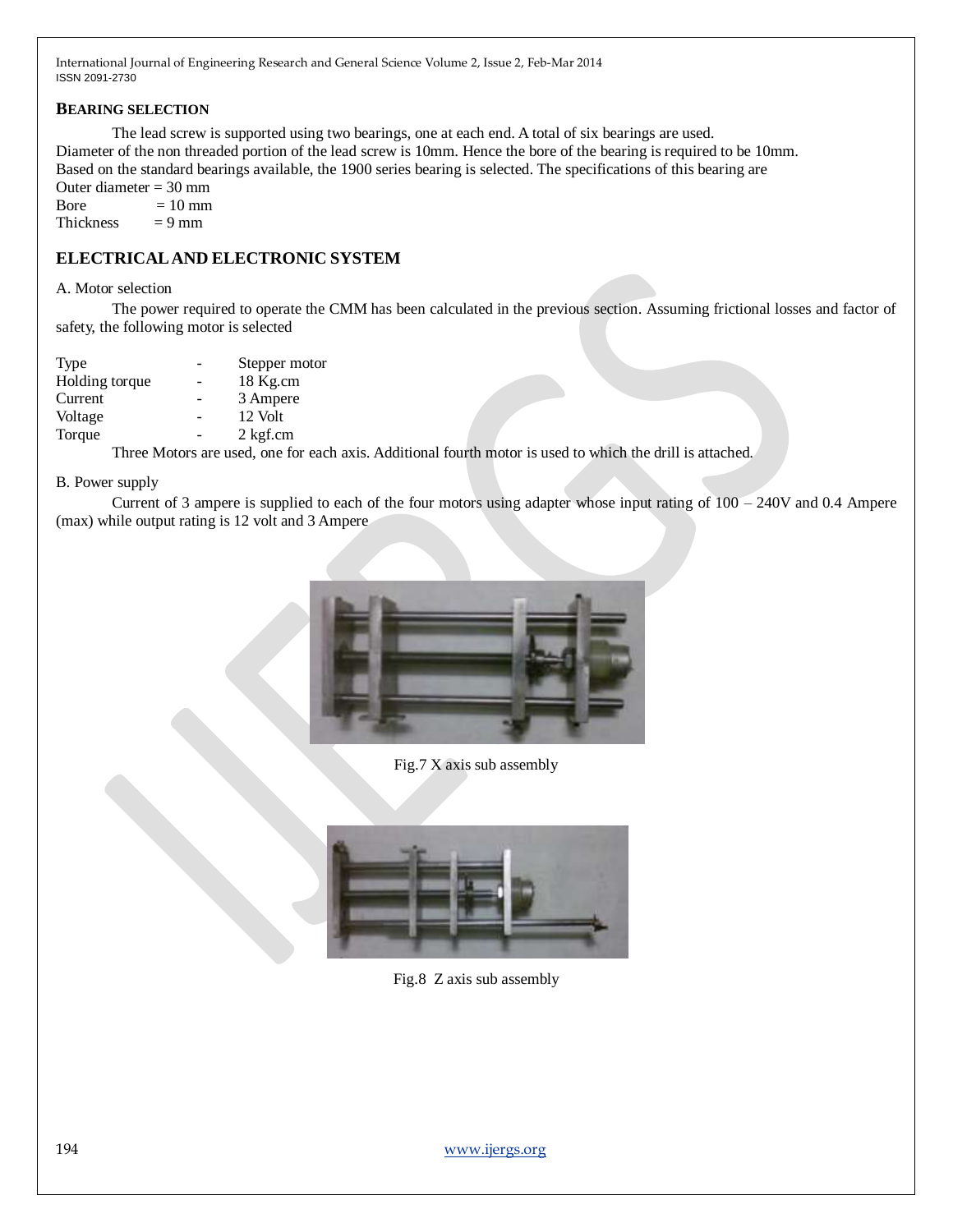## BEARING SELECTION

The lead screw is supported using two bearings, one at each end. A total of six bearings are used.
Diameter of the non threaded portion of the lead screw is 10mm. Hence the bore of the bearing is required to be 10mm.
Based on the standard bearings available, the 1900 series bearing is selected. The specifications of this bearing are
Outer diameter = 30 mm
Bore = 10 mm
Thickness = 9 mm

## ELECTRICAL AND ELECTRONIC SYSTEM

A. Motor selection

The power required to operate the CMM has been calculated in the previous section. Assuming frictional losses and factor of safety, the following motor is selected

| | | |
|---|---|---|
| Type | - | Stepper motor |
| Holding torque | - | 18 Kg.cm |
| Current | - | 3 Ampere |
| Voltage | - | 12 Volt |
| Torque | - | 2 kgf.cm |

Three Motors are used, one for each axis. Additional fourth motor is used to which the drill is attached.

B. Power supply

Current of 3 ampere is supplied to each of the four motors using adapter whose input rating of 100 – 240V and 0.4 Ampere (max) while output rating is 12 volt and 3 Ampere

Fig.7 X axis sub assembly

Fig.8 Z axis sub assembly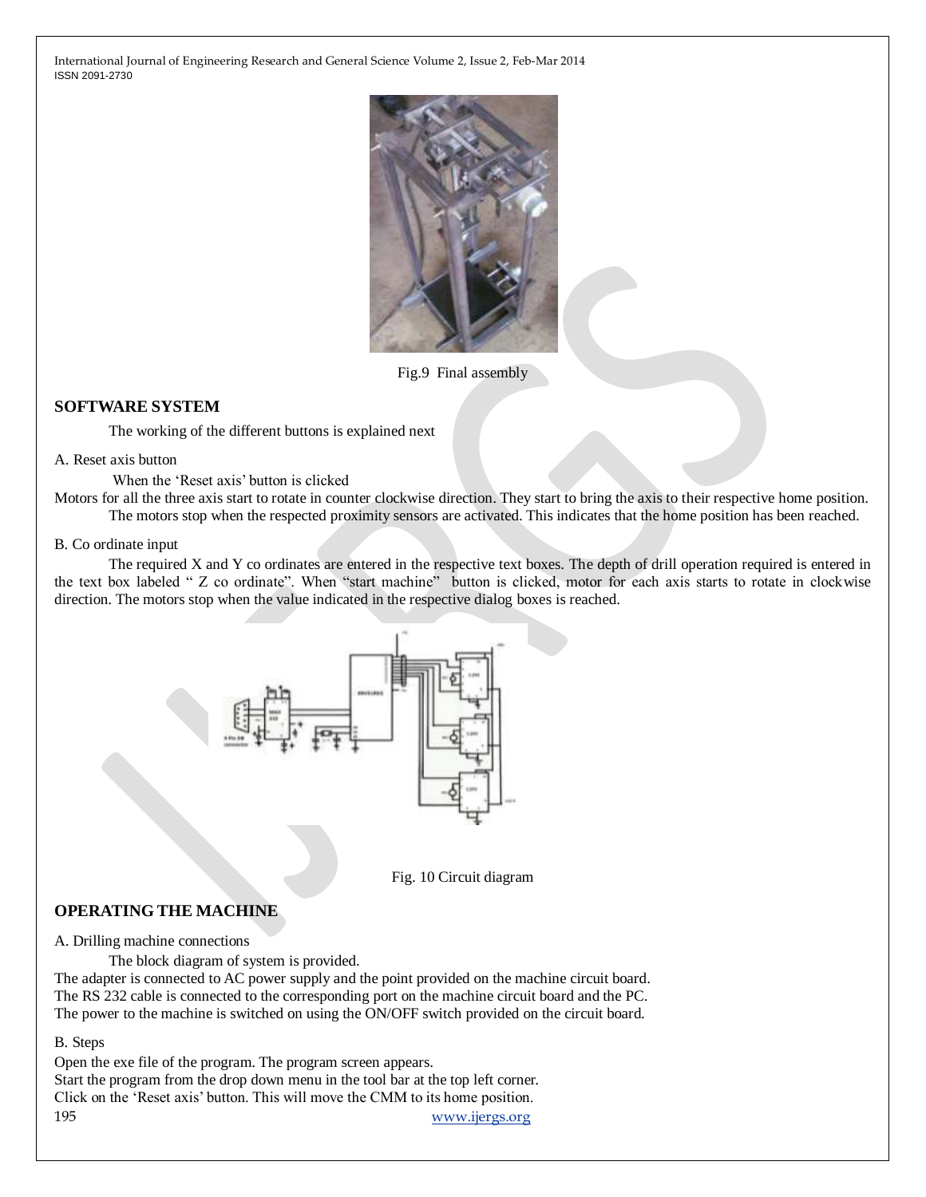Fig.9 Final assembly

## SOFTWARE SYSTEM

The working of the different buttons is explained next

A. Reset axis button

When the 'Reset axis' button is clicked

Motors for all the three axis start to rotate in counter clockwise direction. They start to bring the axis to their respective home position. The motors stop when the respected proximity sensors are activated. This indicates that the home position has been reached.

B. Co ordinate input

The required X and Y co ordinates are entered in the respective text boxes. The depth of drill operation required is entered in the text box labeled " Z co ordinate". When "start machine" button is clicked, motor for each axis starts to rotate in clockwise direction. The motors stop when the value indicated in the respective dialog boxes is reached.

Fig. 10 Circuit diagram

## OPERATING THE MACHINE

A. Drilling machine connections

The block diagram of system is provided.

The adapter is connected to AC power supply and the point provided on the machine circuit board.

The RS 232 cable is connected to the corresponding port on the machine circuit board and the PC.

The power to the machine is switched on using the ON/OFF switch provided on the circuit board.

B. Steps

Open the exe file of the program. The program screen appears.

Start the program from the drop down menu in the tool bar at the top left corner.

Click on the 'Reset axis' button. This will move the CMM to its home position.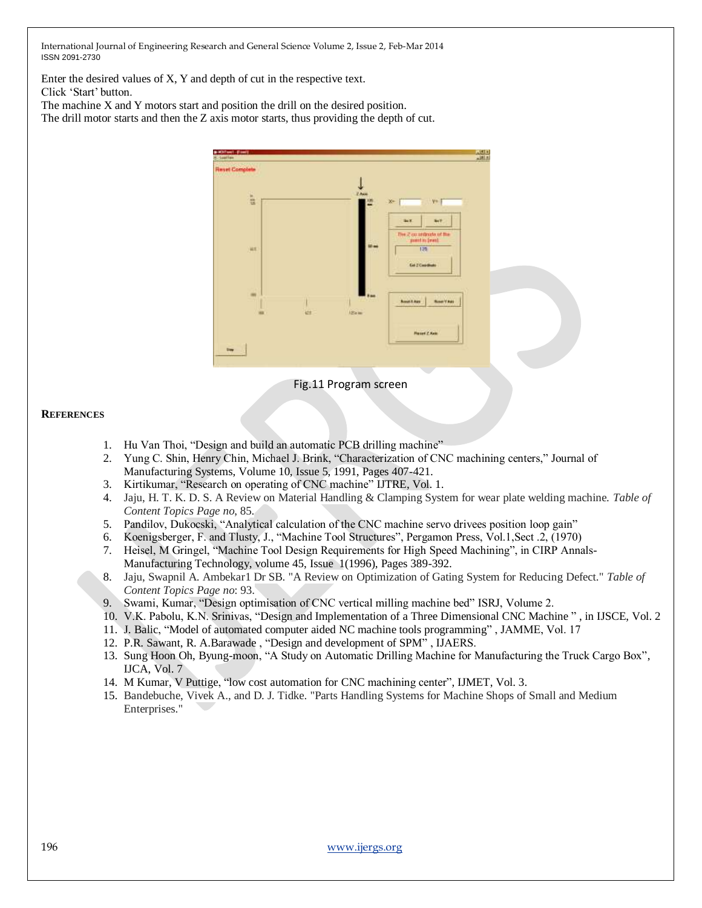Enter the desired values of X, Y and depth of cut in the respective text.
Click 'Start' button.
The machine X and Y motors start and position the drill on the desired position.
The drill motor starts and then the Z axis motor starts, thus providing the depth of cut.

Fig.11 Program screen

## REFERENCES

1. Hu Van Thoi, "Design and build an automatic PCB drilling machine"
2. Yung C. Shin, Henry Chin, Michael J. Brink, "Characterization of CNC machining centers," Journal of Manufacturing Systems, Volume 10, Issue 5, 1991, Pages 407-421.
3. Kirtikumar, "Research on operating of CNC machine" IJTRE, Vol. 1.
4. Jaju, H. T. K. D. S. A Review on Material Handling & Clamping System for wear plate welding machine. *Table of Content Topics Page no*, 85.
5. Pandilov, Dukocski, "Analytical calculation of the CNC machine servo drivees position loop gain"
6. Koenigsberger, F. and Tlusty, J., "Machine Tool Structures", Pergamon Press, Vol.1,Sect .2, (1970)
7. Heisel, M Gringel, "Machine Tool Design Requirements for High Speed Machining", in CIRP Annals-Manufacturing Technology, volume 45, Issue 1(1996), Pages 389-392.
8. Jaju, Swapnil A. Ambekar1 Dr SB. "A Review on Optimization of Gating System for Reducing Defect." *Table of Content Topics Page no*: 93.
9. Swami, Kumar, "Design optimisation of CNC vertical milling machine bed" ISRJ, Volume 2.
10. V.K. Pabolu, K.N. Srinivas, "Design and Implementation of a Three Dimensional CNC Machine " , in IJSCE, Vol. 2
11. J. Balic, "Model of automated computer aided NC machine tools programming" , JAMME, Vol. 17
12. P.R. Sawant, R. A.Barawade , "Design and development of SPM" , IJAERS.
13. Sung Hoon Oh, Byung-moon, "A Study on Automatic Drilling Machine for Manufacturing the Truck Cargo Box", IJCA, Vol. 7
14. M Kumar, V Puttige, "low cost automation for CNC machining center", IJMET, Vol. 3.
15. Bandebuche, Vivek A., and D. J. Tidke. "Parts Handling Systems for Machine Shops of Small and Medium Enterprises."